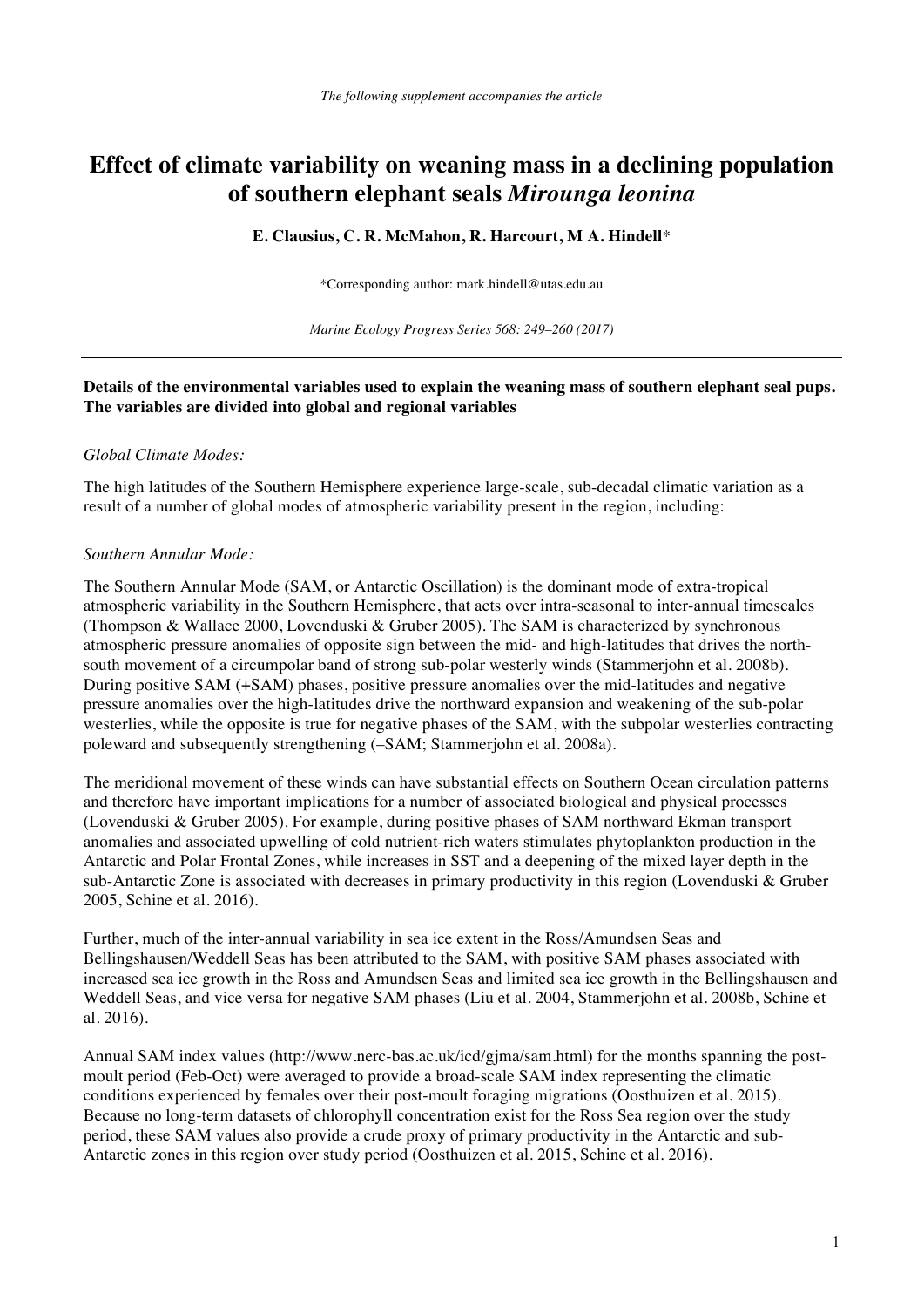*The following supplement accompanies the article*

# Effect of climate variability on weaning mass in a declining population of southern elephant seals *Mirounga leonina*

**E. Clausius, C. R. McMahon, R. Harcourt, M A. Hindell***

*Corresponding author: mark.hindell@utas.edu.au

*Marine Ecology Progress Series 568: 249–260 (2017)*

---

**Details of the environmental variables used to explain the weaning mass of southern elephant seal pups. The variables are divided into global and regional variables**

*Global Climate Modes:*

The high latitudes of the Southern Hemisphere experience large-scale, sub-decadal climatic variation as a result of a number of global modes of atmospheric variability present in the region, including:

*Southern Annular Mode:*

The Southern Annular Mode (SAM, or Antarctic Oscillation) is the dominant mode of extra-tropical atmospheric variability in the Southern Hemisphere, that acts over intra-seasonal to inter-annual timescales (Thompson & Wallace 2000, Lovenduski & Gruber 2005). The SAM is characterized by synchronous atmospheric pressure anomalies of opposite sign between the mid- and high-latitudes that drives the north-south movement of a circumpolar band of strong sub-polar westerly winds (Stammerjohn et al. 2008b). During positive SAM (+SAM) phases, positive pressure anomalies over the mid-latitudes and negative pressure anomalies over the high-latitudes drive the northward expansion and weakening of the sub-polar westerlies, while the opposite is true for negative phases of the SAM, with the subpolar westerlies contracting poleward and subsequently strengthening (–SAM; Stammerjohn et al. 2008a).

The meridional movement of these winds can have substantial effects on Southern Ocean circulation patterns and therefore have important implications for a number of associated biological and physical processes (Lovenduski & Gruber 2005). For example, during positive phases of SAM northward Ekman transport anomalies and associated upwelling of cold nutrient-rich waters stimulates phytoplankton production in the Antarctic and Polar Frontal Zones, while increases in SST and a deepening of the mixed layer depth in the sub-Antarctic Zone is associated with decreases in primary productivity in this region (Lovenduski & Gruber 2005, Schine et al. 2016).

Further, much of the inter-annual variability in sea ice extent in the Ross/Amundsen Seas and Bellingshausen/Weddell Seas has been attributed to the SAM, with positive SAM phases associated with increased sea ice growth in the Ross and Amundsen Seas and limited sea ice growth in the Bellingshausen and Weddell Seas, and vice versa for negative SAM phases (Liu et al. 2004, Stammerjohn et al. 2008b, Schine et al. 2016).

Annual SAM index values (http://www.nerc-bas.ac.uk/icd/gjma/sam.html) for the months spanning the post-moult period (Feb-Oct) were averaged to provide a broad-scale SAM index representing the climatic conditions experienced by females over their post-moult foraging migrations (Oosthuizen et al. 2015). Because no long-term datasets of chlorophyll concentration exist for the Ross Sea region over the study period, these SAM values also provide a crude proxy of primary productivity in the Antarctic and sub-Antarctic zones in this region over study period (Oosthuizen et al. 2015, Schine et al. 2016).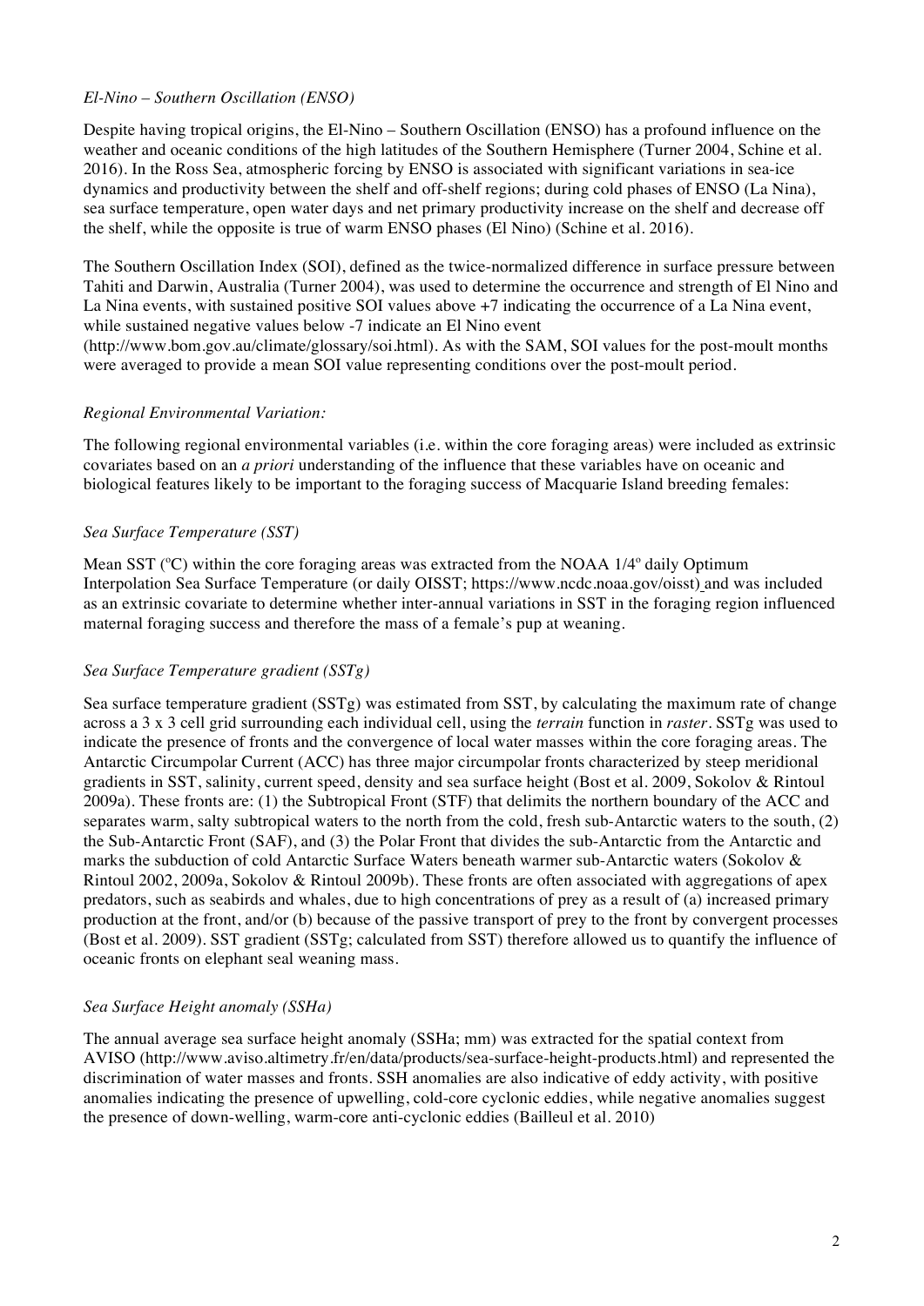*El-Nino – Southern Oscillation (ENSO)*

Despite having tropical origins, the El-Nino – Southern Oscillation (ENSO) has a profound influence on the weather and oceanic conditions of the high latitudes of the Southern Hemisphere (Turner 2004, Schine et al. 2016). In the Ross Sea, atmospheric forcing by ENSO is associated with significant variations in sea-ice dynamics and productivity between the shelf and off-shelf regions; during cold phases of ENSO (La Nina), sea surface temperature, open water days and net primary productivity increase on the shelf and decrease off the shelf, while the opposite is true of warm ENSO phases (El Nino) (Schine et al. 2016).

The Southern Oscillation Index (SOI), defined as the twice-normalized difference in surface pressure between Tahiti and Darwin, Australia (Turner 2004), was used to determine the occurrence and strength of El Nino and La Nina events, with sustained positive SOI values above +7 indicating the occurrence of a La Nina event, while sustained negative values below -7 indicate an El Nino event (http://www.bom.gov.au/climate/glossary/soi.html). As with the SAM, SOI values for the post-moult months were averaged to provide a mean SOI value representing conditions over the post-moult period.

*Regional Environmental Variation:*

The following regional environmental variables (i.e. within the core foraging areas) were included as extrinsic covariates based on an *a priori* understanding of the influence that these variables have on oceanic and biological features likely to be important to the foraging success of Macquarie Island breeding females:

*Sea Surface Temperature (SST)*

Mean SST (°C) within the core foraging areas was extracted from the NOAA 1/4° daily Optimum Interpolation Sea Surface Temperature (or daily OISST; https://www.ncdc.noaa.gov/oisst) and was included as an extrinsic covariate to determine whether inter-annual variations in SST in the foraging region influenced maternal foraging success and therefore the mass of a female's pup at weaning.

*Sea Surface Temperature gradient (SSTg)*

Sea surface temperature gradient (SSTg) was estimated from SST, by calculating the maximum rate of change across a 3 x 3 cell grid surrounding each individual cell, using the *terrain* function in *raster*. SSTg was used to indicate the presence of fronts and the convergence of local water masses within the core foraging areas. The Antarctic Circumpolar Current (ACC) has three major circumpolar fronts characterized by steep meridional gradients in SST, salinity, current speed, density and sea surface height (Bost et al. 2009, Sokolov & Rintoul 2009a). These fronts are: (1) the Subtropical Front (STF) that delimits the northern boundary of the ACC and separates warm, salty subtropical waters to the north from the cold, fresh sub-Antarctic waters to the south, (2) the Sub-Antarctic Front (SAF), and (3) the Polar Front that divides the sub-Antarctic from the Antarctic and marks the subduction of cold Antarctic Surface Waters beneath warmer sub-Antarctic waters (Sokolov & Rintoul 2002, 2009a, Sokolov & Rintoul 2009b). These fronts are often associated with aggregations of apex predators, such as seabirds and whales, due to high concentrations of prey as a result of (a) increased primary production at the front, and/or (b) because of the passive transport of prey to the front by convergent processes (Bost et al. 2009). SST gradient (SSTg; calculated from SST) therefore allowed us to quantify the influence of oceanic fronts on elephant seal weaning mass.

*Sea Surface Height anomaly (SSHa)*

The annual average sea surface height anomaly (SSHa; mm) was extracted for the spatial context from AVISO (http://www.aviso.altimetry.fr/en/data/products/sea-surface-height-products.html) and represented the discrimination of water masses and fronts. SSH anomalies are also indicative of eddy activity, with positive anomalies indicating the presence of upwelling, cold-core cyclonic eddies, while negative anomalies suggest the presence of down-welling, warm-core anti-cyclonic eddies (Bailleul et al. 2010)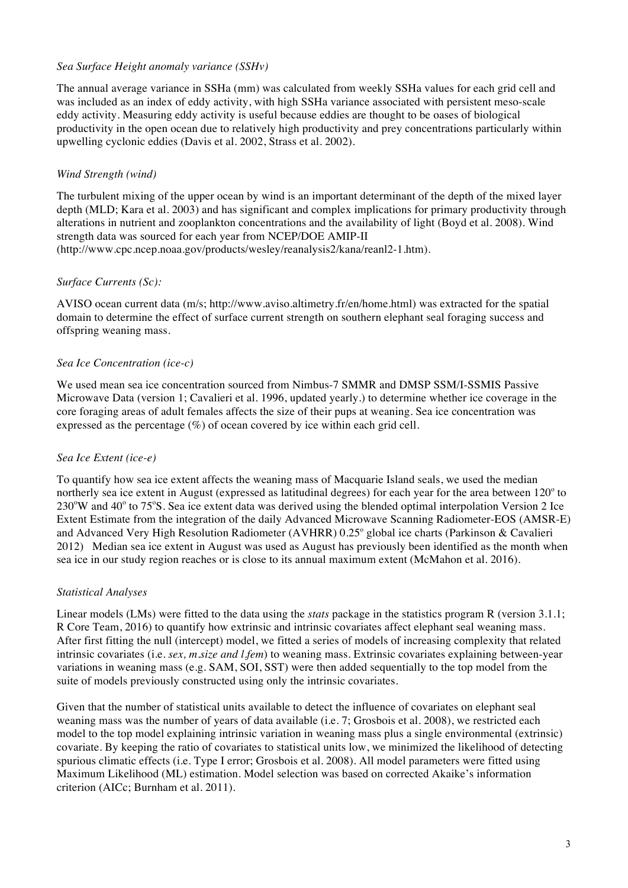*Sea Surface Height anomaly variance (SSHv)*

The annual average variance in SSHa (mm) was calculated from weekly SSHa values for each grid cell and was included as an index of eddy activity, with high SSHa variance associated with persistent meso-scale eddy activity. Measuring eddy activity is useful because eddies are thought to be oases of biological productivity in the open ocean due to relatively high productivity and prey concentrations particularly within upwelling cyclonic eddies (Davis et al. 2002, Strass et al. 2002).

*Wind Strength (wind)*

The turbulent mixing of the upper ocean by wind is an important determinant of the depth of the mixed layer depth (MLD; Kara et al. 2003) and has significant and complex implications for primary productivity through alterations in nutrient and zooplankton concentrations and the availability of light (Boyd et al. 2008). Wind strength data was sourced for each year from NCEP/DOE AMIP-II (http://www.cpc.ncep.noaa.gov/products/wesley/reanalysis2/kana/reanl2-1.htm).

*Surface Currents (Sc):*

AVISO ocean current data (m/s; http://www.aviso.altimetry.fr/en/home.html) was extracted for the spatial domain to determine the effect of surface current strength on southern elephant seal foraging success and offspring weaning mass.

*Sea Ice Concentration (ice-c)*

We used mean sea ice concentration sourced from Nimbus-7 SMMR and DMSP SSM/I-SSMIS Passive Microwave Data (version 1; Cavalieri et al. 1996, updated yearly.) to determine whether ice coverage in the core foraging areas of adult females affects the size of their pups at weaning. Sea ice concentration was expressed as the percentage (%) of ocean covered by ice within each grid cell.

*Sea Ice Extent (ice-e)*

To quantify how sea ice extent affects the weaning mass of Macquarie Island seals, we used the median northerly sea ice extent in August (expressed as latitudinal degrees) for each year for the area between 120$^{\circ}$ to 230$^{\circ}$W and 40$^{\circ}$ to 75$^{\circ}$S. Sea ice extent data was derived using the blended optimal interpolation Version 2 Ice Extent Estimate from the integration of the daily Advanced Microwave Scanning Radiometer-EOS (AMSR-E) and Advanced Very High Resolution Radiometer (AVHRR) 0.25$^{\circ}$ global ice charts (Parkinson & Cavalieri 2012) Median sea ice extent in August was used as August has previously been identified as the month when sea ice in our study region reaches or is close to its annual maximum extent (McMahon et al. 2016).

*Statistical Analyses*

Linear models (LMs) were fitted to the data using the *stats* package in the statistics program R (version 3.1.1; R Core Team, 2016) to quantify how extrinsic and intrinsic covariates affect elephant seal weaning mass. After first fitting the null (intercept) model, we fitted a series of models of increasing complexity that related intrinsic covariates (i.e. *sex, m.size and l.fem*) to weaning mass. Extrinsic covariates explaining between-year variations in weaning mass (e.g. SAM, SOI, SST) were then added sequentially to the top model from the suite of models previously constructed using only the intrinsic covariates.

Given that the number of statistical units available to detect the influence of covariates on elephant seal weaning mass was the number of years of data available (i.e. 7; Grosbois et al. 2008), we restricted each model to the top model explaining intrinsic variation in weaning mass plus a single environmental (extrinsic) covariate. By keeping the ratio of covariates to statistical units low, we minimized the likelihood of detecting spurious climatic effects (i.e. Type I error; Grosbois et al. 2008). All model parameters were fitted using Maximum Likelihood (ML) estimation. Model selection was based on corrected Akaike's information criterion (AICc; Burnham et al. 2011).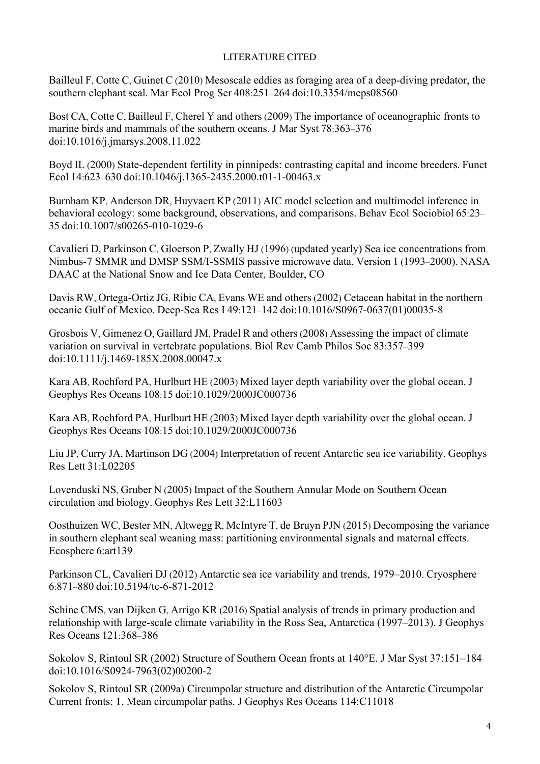LITERATURE CITED

Bailleul F, Cotte C, Guinet C (2010) Mesoscale eddies as foraging area of a deep-diving predator, the southern elephant seal. Mar Ecol Prog Ser 408:251–264 doi:10.3354/meps08560

Bost CA, Cotte C, Bailleul F, Cherel Y and others (2009) The importance of oceanographic fronts to marine birds and mammals of the southern oceans. J Mar Syst 78:363–376 doi:10.1016/j.jmarsys.2008.11.022

Boyd IL (2000) State-dependent fertility in pinnipeds: contrasting capital and income breeders. Funct Ecol 14:623–630 doi:10.1046/j.1365-2435.2000.t01-1-00463.x

Burnham KP, Anderson DR, Huyvaert KP (2011) AIC model selection and multimodel inference in behavioral ecology: some background, observations, and comparisons. Behav Ecol Sociobiol 65:23–35 doi:10.1007/s00265-010-1029-6

Cavalieri D, Parkinson C, Gloerson P, Zwally HJ (1996) (updated yearly) Sea ice concentrations from Nimbus-7 SMMR and DMSP SSM/I-SSMIS passive microwave data, Version 1 (1993–2000). NASA DAAC at the National Snow and Ice Data Center, Boulder, CO

Davis RW, Ortega-Ortiz JG, Ribic CA, Evans WE and others (2002) Cetacean habitat in the northern oceanic Gulf of Mexico. Deep-Sea Res I 49:121–142 doi:10.1016/S0967-0637(01)00035-8

Grosbois V, Gimenez O, Gaillard JM, Pradel R and others (2008) Assessing the impact of climate variation on survival in vertebrate populations. Biol Rev Camb Philos Soc 83:357–399 doi:10.1111/j.1469-185X.2008.00047.x

Kara AB, Rochford PA, Hurlburt HE (2003) Mixed layer depth variability over the global ocean. J Geophys Res Oceans 108:15 doi:10.1029/2000JC000736

Kara AB, Rochford PA, Hurlburt HE (2003) Mixed layer depth variability over the global ocean. J Geophys Res Oceans 108:15 doi:10.1029/2000JC000736

Liu JP, Curry JA, Martinson DG (2004) Interpretation of recent Antarctic sea ice variability. Geophys Res Lett 31:L02205

Lovenduski NS, Gruber N (2005) Impact of the Southern Annular Mode on Southern Ocean circulation and biology. Geophys Res Lett 32:L11603

Oosthuizen WC, Bester MN, Altwegg R, McIntyre T, de Bruyn PJN (2015) Decomposing the variance in southern elephant seal weaning mass: partitioning environmental signals and maternal effects. Ecosphere 6:art139

Parkinson CL, Cavalieri DJ (2012) Antarctic sea ice variability and trends, 1979–2010. Cryosphere 6:871–880 doi:10.5194/tc-6-871-2012

Schine CMS, van Dijken G, Arrigo KR (2016) Spatial analysis of trends in primary production and relationship with large-scale climate variability in the Ross Sea, Antarctica (1997–2013). J Geophys Res Oceans 121:368–386

Sokolov S, Rintoul SR (2002) Structure of Southern Ocean fronts at 140°E. J Mar Syst 37:151–184 doi:10.1016/S0924-7963(02)00200-2

Sokolov S, Rintoul SR (2009a) Circumpolar structure and distribution of the Antarctic Circumpolar Current fronts: 1. Mean circumpolar paths. J Geophys Res Oceans 114:C11018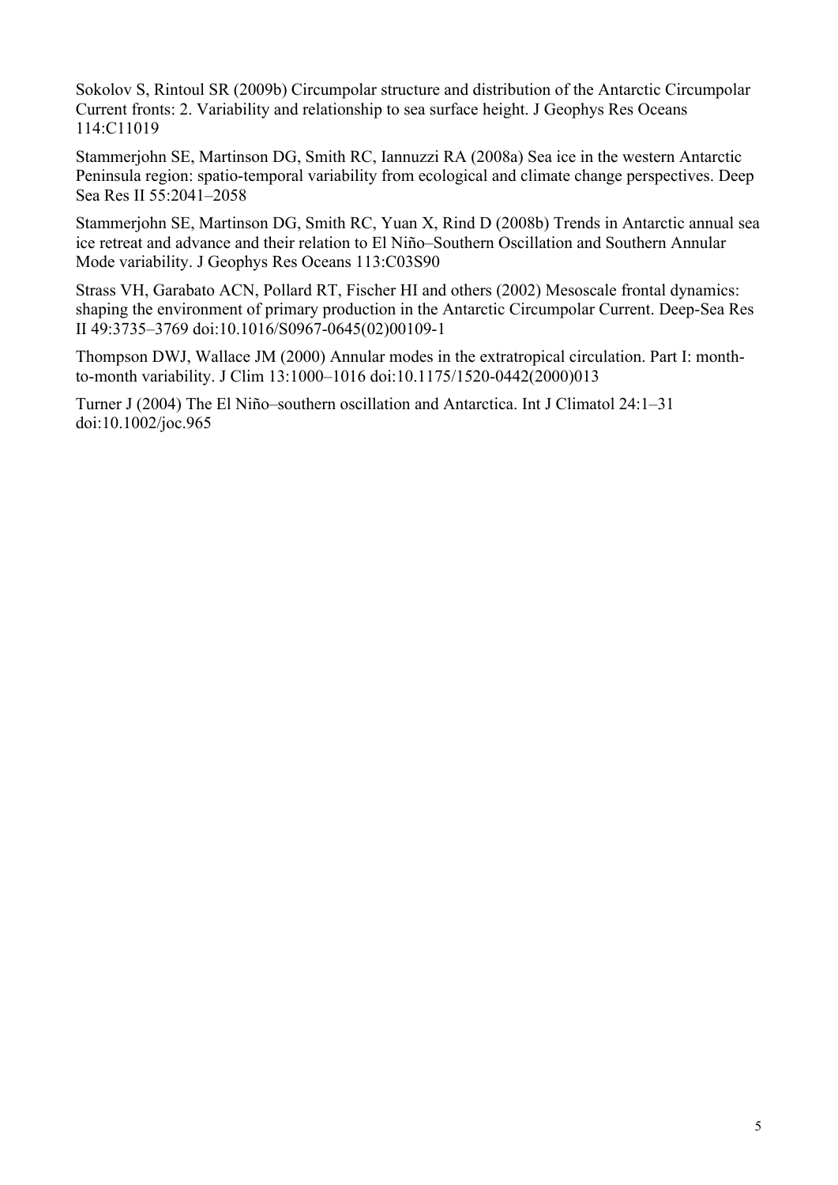Sokolov S, Rintoul SR (2009b) Circumpolar structure and distribution of the Antarctic Circumpolar Current fronts: 2. Variability and relationship to sea surface height. J Geophys Res Oceans 114:C11019

Stammerjohn SE, Martinson DG, Smith RC, Iannuzzi RA (2008a) Sea ice in the western Antarctic Peninsula region: spatio-temporal variability from ecological and climate change perspectives. Deep Sea Res II 55:2041–2058

Stammerjohn SE, Martinson DG, Smith RC, Yuan X, Rind D (2008b) Trends in Antarctic annual sea ice retreat and advance and their relation to El Niño–Southern Oscillation and Southern Annular Mode variability. J Geophys Res Oceans 113:C03S90

Strass VH, Garabato ACN, Pollard RT, Fischer HI and others (2002) Mesoscale frontal dynamics: shaping the environment of primary production in the Antarctic Circumpolar Current. Deep-Sea Res II 49:3735–3769 doi:10.1016/S0967-0645(02)00109-1

Thompson DWJ, Wallace JM (2000) Annular modes in the extratropical circulation. Part I: month-to-month variability. J Clim 13:1000–1016 doi:10.1175/1520-0442(2000)013

Turner J (2004) The El Niño–southern oscillation and Antarctica. Int J Climatol 24:1–31 doi:10.1002/joc.965